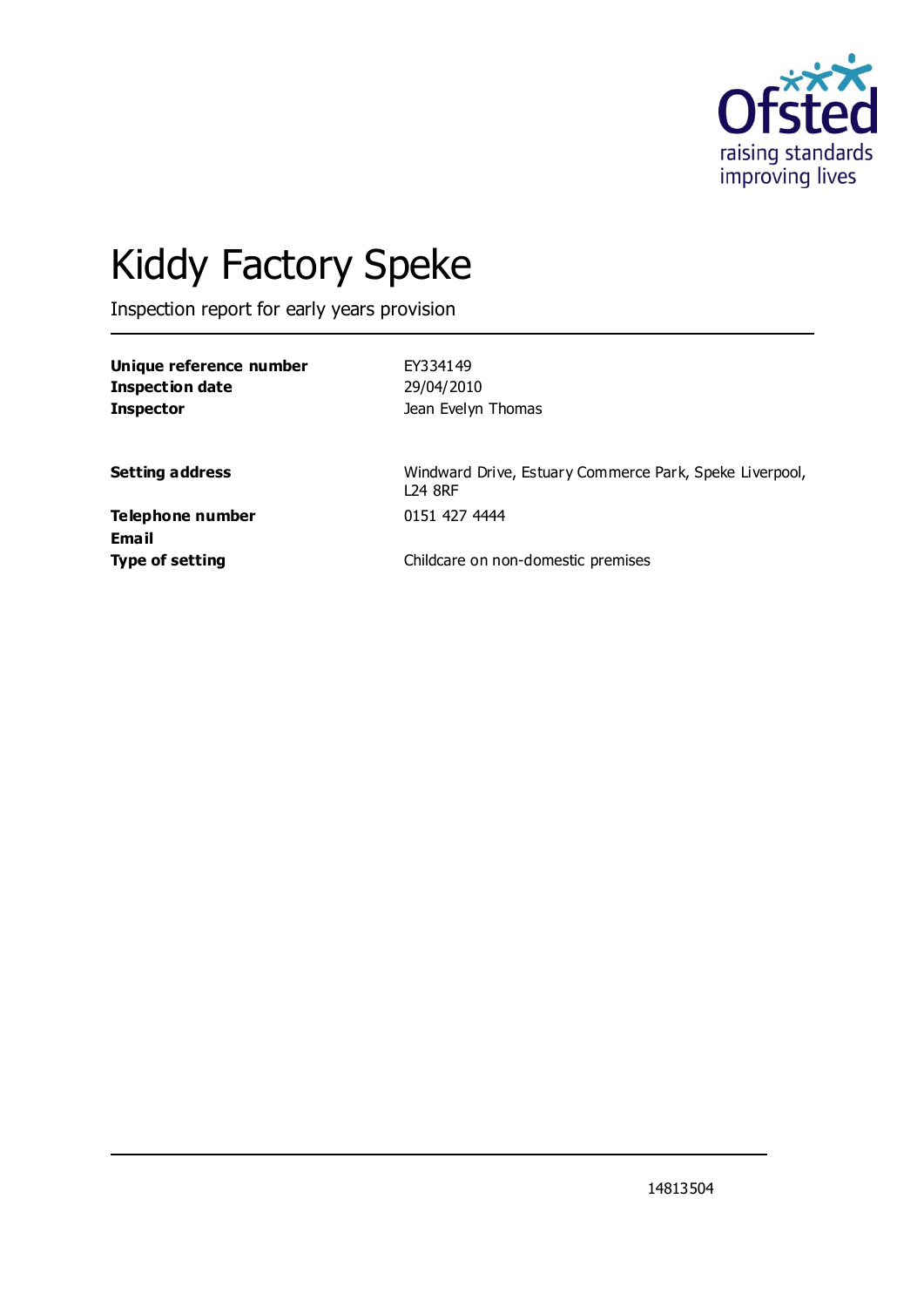Ofsted
raising standards
improving lives

# Kiddy Factory Speke

Inspection report for early years provision

| | |
|---|---|
| **Unique reference number** | EY334149 |
| **Inspection date** | 29/04/2010 |
| **Inspector** | Jean Evelyn Thomas |

| | |
|---|---|
| **Setting address** | Windward Drive, Estuary Commerce Park, Speke Liverpool, L24 8RF |
| **Telephone number** | 0151 427 4444 |
| **Email** | |
| **Type of setting** | Childcare on non-domestic premises |

14813504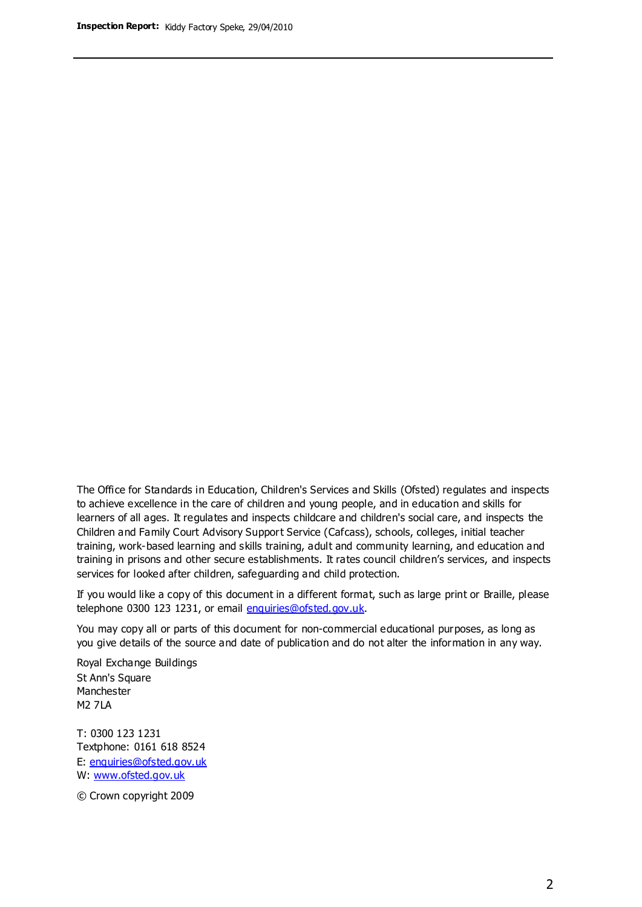The Office for Standards in Education, Children's Services and Skills (Ofsted) regulates and inspects to achieve excellence in the care of children and young people, and in education and skills for learners of all ages. It regulates and inspects childcare and children's social care, and inspects the Children and Family Court Advisory Support Service (Cafcass), schools, colleges, initial teacher training, work-based learning and skills training, adult and community learning, and education and training in prisons and other secure establishments. It rates council children's services, and inspects services for looked after children, safeguarding and child protection.

If you would like a copy of this document in a different format, such as large print or Braille, please telephone 0300 123 1231, or email enquiries@ofsted.gov.uk.

You may copy all or parts of this document for non-commercial educational purposes, as long as you give details of the source and date of publication and do not alter the information in any way.

Royal Exchange Buildings
St Ann's Square
Manchester
M2 7LA

T: 0300 123 1231
Textphone: 0161 618 8524
E: enquiries@ofsted.gov.uk
W: www.ofsted.gov.uk

© Crown copyright 2009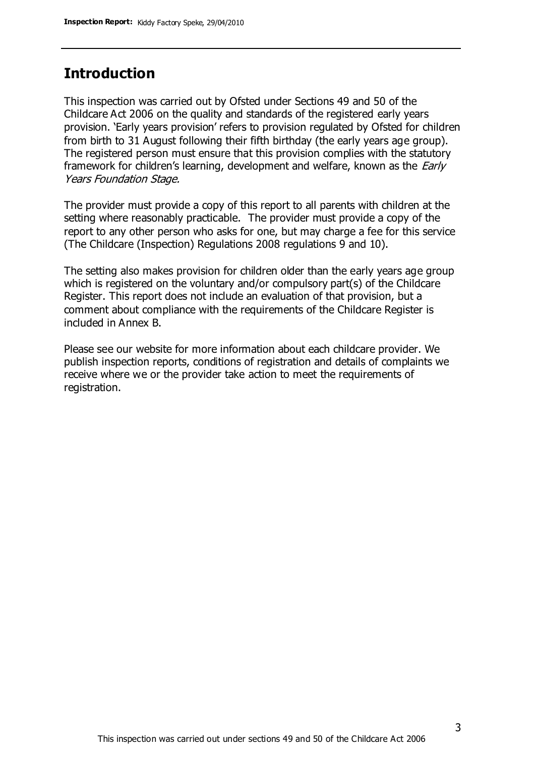## Introduction

This inspection was carried out by Ofsted under Sections 49 and 50 of the Childcare Act 2006 on the quality and standards of the registered early years provision. 'Early years provision' refers to provision regulated by Ofsted for children from birth to 31 August following their fifth birthday (the early years age group). The registered person must ensure that this provision complies with the statutory framework for children's learning, development and welfare, known as the *Early Years Foundation Stage.*

The provider must provide a copy of this report to all parents with children at the setting where reasonably practicable. The provider must provide a copy of the report to any other person who asks for one, but may charge a fee for this service (The Childcare (Inspection) Regulations 2008 regulations 9 and 10).

The setting also makes provision for children older than the early years age group which is registered on the voluntary and/or compulsory part(s) of the Childcare Register. This report does not include an evaluation of that provision, but a comment about compliance with the requirements of the Childcare Register is included in Annex B.

Please see our website for more information about each childcare provider. We publish inspection reports, conditions of registration and details of complaints we receive where we or the provider take action to meet the requirements of registration.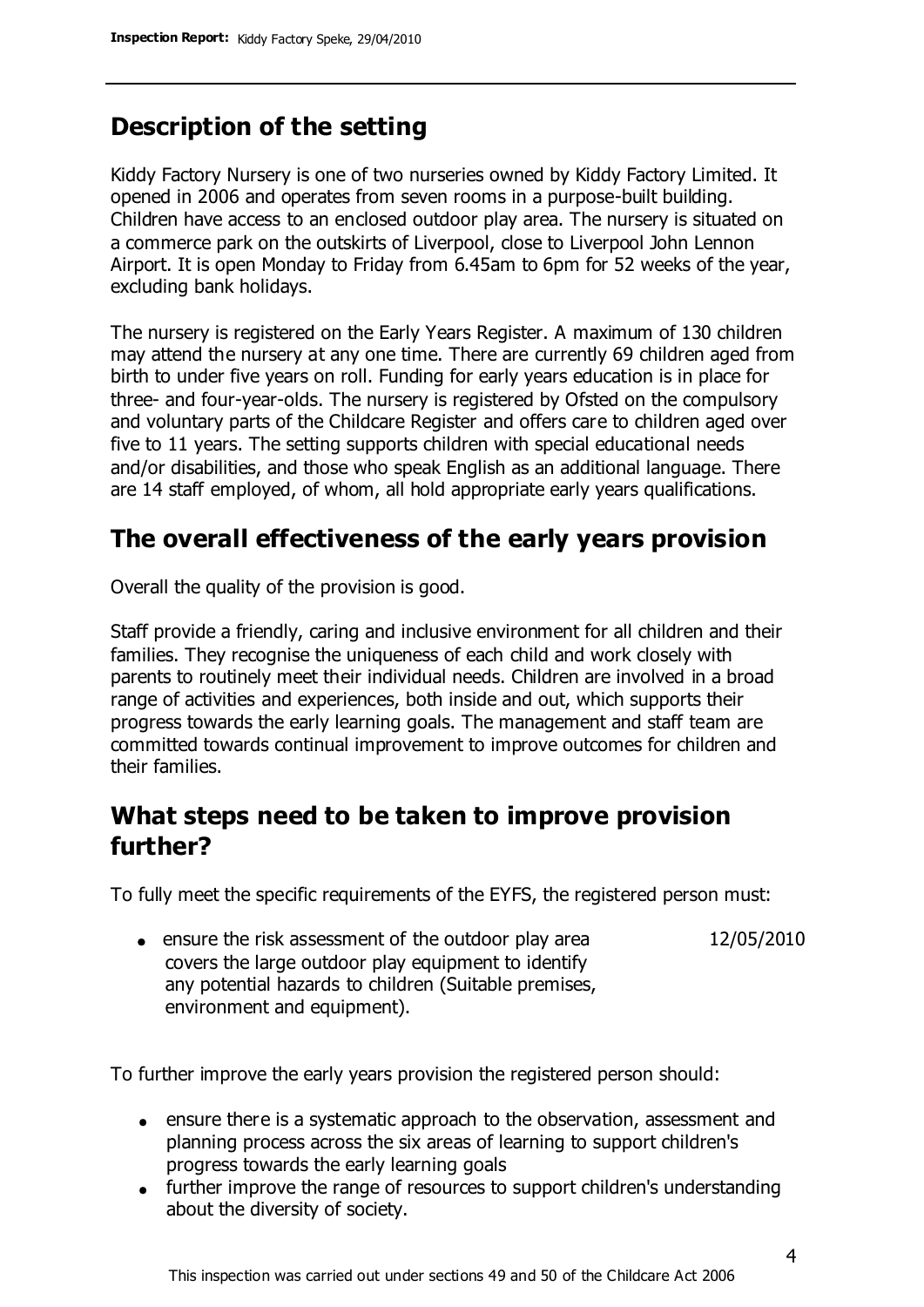## Description of the setting

Kiddy Factory Nursery is one of two nurseries owned by Kiddy Factory Limited. It opened in 2006 and operates from seven rooms in a purpose-built building. Children have access to an enclosed outdoor play area. The nursery is situated on a commerce park on the outskirts of Liverpool, close to Liverpool John Lennon Airport. It is open Monday to Friday from 6.45am to 6pm for 52 weeks of the year, excluding bank holidays.

The nursery is registered on the Early Years Register. A maximum of 130 children may attend the nursery at any one time. There are currently 69 children aged from birth to under five years on roll. Funding for early years education is in place for three- and four-year-olds. The nursery is registered by Ofsted on the compulsory and voluntary parts of the Childcare Register and offers care to children aged over five to 11 years. The setting supports children with special educational needs and/or disabilities, and those who speak English as an additional language. There are 14 staff employed, of whom, all hold appropriate early years qualifications.

## The overall effectiveness of the early years provision

Overall the quality of the provision is good.

Staff provide a friendly, caring and inclusive environment for all children and their families. They recognise the uniqueness of each child and work closely with parents to routinely meet their individual needs. Children are involved in a broad range of activities and experiences, both inside and out, which supports their progress towards the early learning goals. The management and staff team are committed towards continual improvement to improve outcomes for children and their families.

## What steps need to be taken to improve provision further?

To fully meet the specific requirements of the EYFS, the registered person must:

- ensure the risk assessment of the outdoor play area covers the large outdoor play equipment to identify any potential hazards to children (Suitable premises, environment and equipment). 12/05/2010

To further improve the early years provision the registered person should:

- ensure there is a systematic approach to the observation, assessment and planning process across the six areas of learning to support children's progress towards the early learning goals
- further improve the range of resources to support children's understanding about the diversity of society.

This inspection was carried out under sections 49 and 50 of the Childcare Act 2006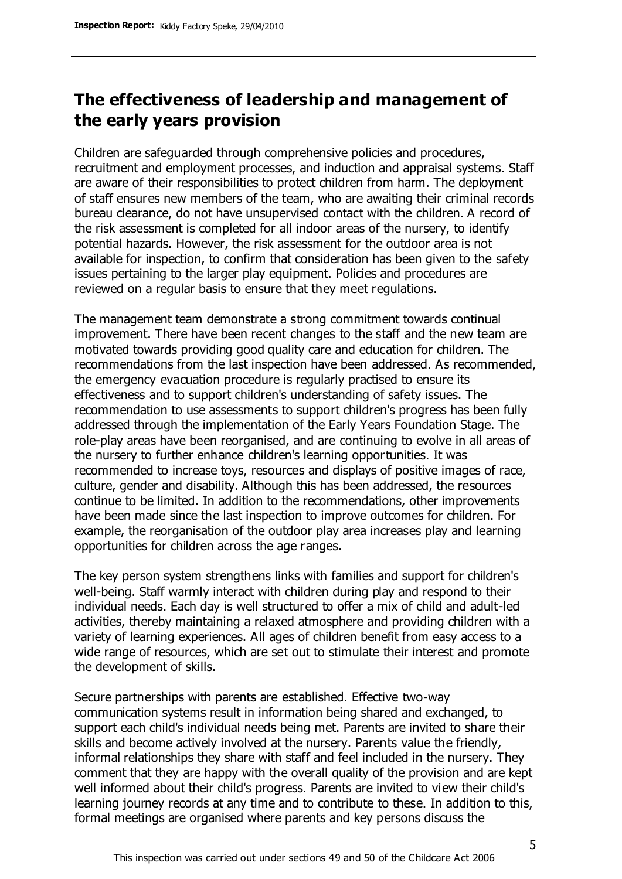## The effectiveness of leadership and management of the early years provision

Children are safeguarded through comprehensive policies and procedures, recruitment and employment processes, and induction and appraisal systems. Staff are aware of their responsibilities to protect children from harm. The deployment of staff ensures new members of the team, who are awaiting their criminal records bureau clearance, do not have unsupervised contact with the children. A record of the risk assessment is completed for all indoor areas of the nursery, to identify potential hazards. However, the risk assessment for the outdoor area is not available for inspection, to confirm that consideration has been given to the safety issues pertaining to the larger play equipment. Policies and procedures are reviewed on a regular basis to ensure that they meet regulations.

The management team demonstrate a strong commitment towards continual improvement. There have been recent changes to the staff and the new team are motivated towards providing good quality care and education for children. The recommendations from the last inspection have been addressed. As recommended, the emergency evacuation procedure is regularly practised to ensure its effectiveness and to support children's understanding of safety issues. The recommendation to use assessments to support children's progress has been fully addressed through the implementation of the Early Years Foundation Stage. The role-play areas have been reorganised, and are continuing to evolve in all areas of the nursery to further enhance children's learning opportunities. It was recommended to increase toys, resources and displays of positive images of race, culture, gender and disability. Although this has been addressed, the resources continue to be limited. In addition to the recommendations, other improvements have been made since the last inspection to improve outcomes for children. For example, the reorganisation of the outdoor play area increases play and learning opportunities for children across the age ranges.

The key person system strengthens links with families and support for children's well-being. Staff warmly interact with children during play and respond to their individual needs. Each day is well structured to offer a mix of child and adult-led activities, thereby maintaining a relaxed atmosphere and providing children with a variety of learning experiences. All ages of children benefit from easy access to a wide range of resources, which are set out to stimulate their interest and promote the development of skills.

Secure partnerships with parents are established. Effective two-way communication systems result in information being shared and exchanged, to support each child's individual needs being met. Parents are invited to share their skills and become actively involved at the nursery. Parents value the friendly, informal relationships they share with staff and feel included in the nursery. They comment that they are happy with the overall quality of the provision and are kept well informed about their child's progress. Parents are invited to view their child's learning journey records at any time and to contribute to these. In addition to this, formal meetings are organised where parents and key persons discuss the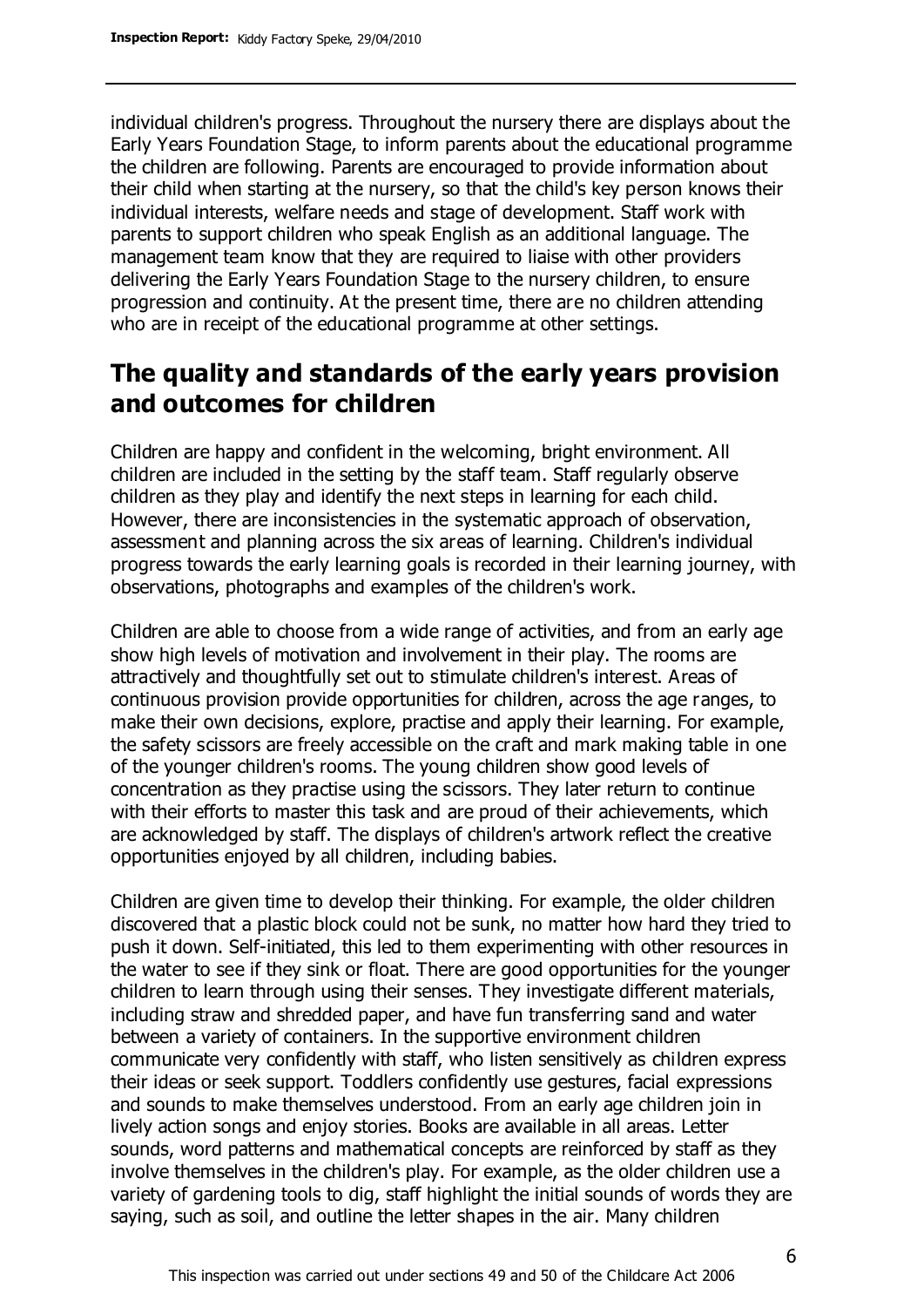individual children's progress. Throughout the nursery there are displays about the Early Years Foundation Stage, to inform parents about the educational programme the children are following. Parents are encouraged to provide information about their child when starting at the nursery, so that the child's key person knows their individual interests, welfare needs and stage of development. Staff work with parents to support children who speak English as an additional language. The management team know that they are required to liaise with other providers delivering the Early Years Foundation Stage to the nursery children, to ensure progression and continuity. At the present time, there are no children attending who are in receipt of the educational programme at other settings.

## The quality and standards of the early years provision and outcomes for children

Children are happy and confident in the welcoming, bright environment. All children are included in the setting by the staff team. Staff regularly observe children as they play and identify the next steps in learning for each child. However, there are inconsistencies in the systematic approach of observation, assessment and planning across the six areas of learning. Children's individual progress towards the early learning goals is recorded in their learning journey, with observations, photographs and examples of the children's work.

Children are able to choose from a wide range of activities, and from an early age show high levels of motivation and involvement in their play. The rooms are attractively and thoughtfully set out to stimulate children's interest. Areas of continuous provision provide opportunities for children, across the age ranges, to make their own decisions, explore, practise and apply their learning. For example, the safety scissors are freely accessible on the craft and mark making table in one of the younger children's rooms. The young children show good levels of concentration as they practise using the scissors. They later return to continue with their efforts to master this task and are proud of their achievements, which are acknowledged by staff. The displays of children's artwork reflect the creative opportunities enjoyed by all children, including babies.

Children are given time to develop their thinking. For example, the older children discovered that a plastic block could not be sunk, no matter how hard they tried to push it down. Self-initiated, this led to them experimenting with other resources in the water to see if they sink or float. There are good opportunities for the younger children to learn through using their senses. They investigate different materials, including straw and shredded paper, and have fun transferring sand and water between a variety of containers. In the supportive environment children communicate very confidently with staff, who listen sensitively as children express their ideas or seek support. Toddlers confidently use gestures, facial expressions and sounds to make themselves understood. From an early age children join in lively action songs and enjoy stories. Books are available in all areas. Letter sounds, word patterns and mathematical concepts are reinforced by staff as they involve themselves in the children's play. For example, as the older children use a variety of gardening tools to dig, staff highlight the initial sounds of words they are saying, such as soil, and outline the letter shapes in the air. Many children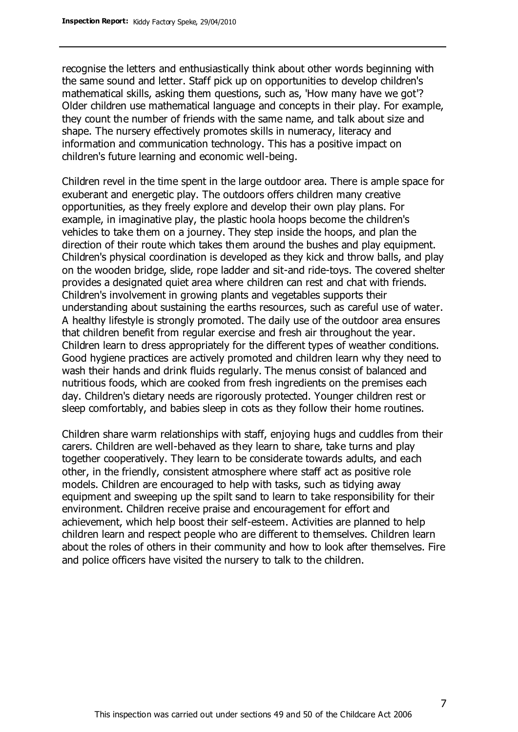recognise the letters and enthusiastically think about other words beginning with the same sound and letter. Staff pick up on opportunities to develop children's mathematical skills, asking them questions, such as, 'How many have we got'? Older children use mathematical language and concepts in their play. For example, they count the number of friends with the same name, and talk about size and shape. The nursery effectively promotes skills in numeracy, literacy and information and communication technology. This has a positive impact on children's future learning and economic well-being.

Children revel in the time spent in the large outdoor area. There is ample space for exuberant and energetic play. The outdoors offers children many creative opportunities, as they freely explore and develop their own play plans. For example, in imaginative play, the plastic hoola hoops become the children's vehicles to take them on a journey. They step inside the hoops, and plan the direction of their route which takes them around the bushes and play equipment. Children's physical coordination is developed as they kick and throw balls, and play on the wooden bridge, slide, rope ladder and sit-and ride-toys. The covered shelter provides a designated quiet area where children can rest and chat with friends. Children's involvement in growing plants and vegetables supports their understanding about sustaining the earths resources, such as careful use of water. A healthy lifestyle is strongly promoted. The daily use of the outdoor area ensures that children benefit from regular exercise and fresh air throughout the year. Children learn to dress appropriately for the different types of weather conditions. Good hygiene practices are actively promoted and children learn why they need to wash their hands and drink fluids regularly. The menus consist of balanced and nutritious foods, which are cooked from fresh ingredients on the premises each day. Children's dietary needs are rigorously protected. Younger children rest or sleep comfortably, and babies sleep in cots as they follow their home routines.

Children share warm relationships with staff, enjoying hugs and cuddles from their carers. Children are well-behaved as they learn to share, take turns and play together cooperatively. They learn to be considerate towards adults, and each other, in the friendly, consistent atmosphere where staff act as positive role models. Children are encouraged to help with tasks, such as tidying away equipment and sweeping up the spilt sand to learn to take responsibility for their environment. Children receive praise and encouragement for effort and achievement, which help boost their self-esteem. Activities are planned to help children learn and respect people who are different to themselves. Children learn about the roles of others in their community and how to look after themselves. Fire and police officers have visited the nursery to talk to the children.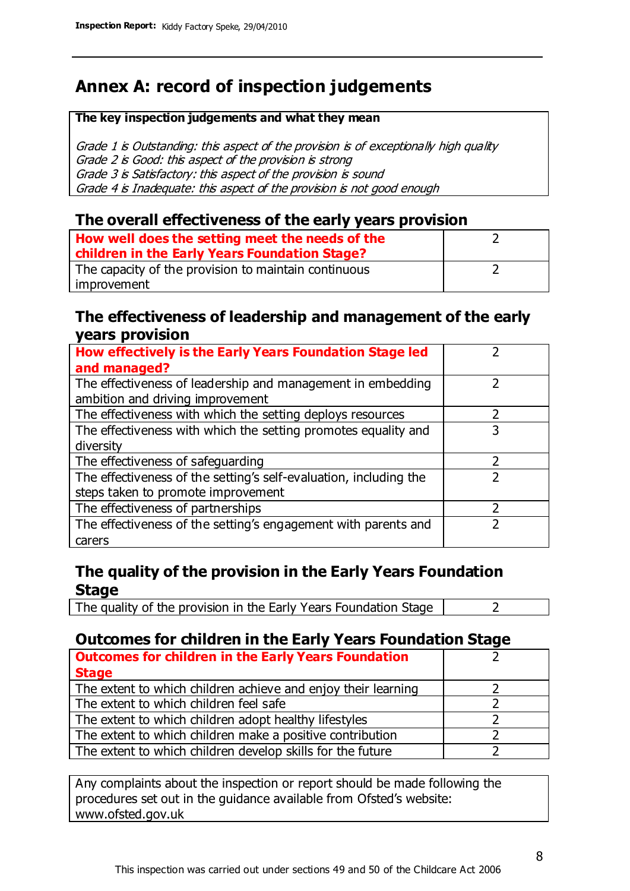# Annex A: record of inspection judgements

| The key inspection judgements and what they mean |
|---|
| *Grade 1 is Outstanding: this aspect of the provision is of exceptionally high quality*<br>*Grade 2 is Good: this aspect of the provision is strong*<br>*Grade 3 is Satisfactory: this aspect of the provision is sound*<br>*Grade 4 is Inadequate: this aspect of the provision is not good enough* |

## The overall effectiveness of the early years provision

| How well does the setting meet the needs of the children in the Early Years Foundation Stage? | 2 |
|---|---|
| The capacity of the provision to maintain continuous improvement | 2 |

## The effectiveness of leadership and management of the early years provision

| How effectively is the Early Years Foundation Stage led and managed? | 2 |
|---|---|
| The effectiveness of leadership and management in embedding ambition and driving improvement | 2 |
| The effectiveness with which the setting deploys resources | 2 |
| The effectiveness with which the setting promotes equality and diversity | 3 |
| The effectiveness of safeguarding | 2 |
| The effectiveness of the setting's self-evaluation, including the steps taken to promote improvement | 2 |
| The effectiveness of partnerships | 2 |
| The effectiveness of the setting's engagement with parents and carers | 2 |

## The quality of the provision in the Early Years Foundation Stage

| The quality of the provision in the Early Years Foundation Stage | 2 |
|---|---|

## Outcomes for children in the Early Years Foundation Stage

| Outcomes for children in the Early Years Foundation Stage | 2 |
|---|---|
| The extent to which children achieve and enjoy their learning | 2 |
| The extent to which children feel safe | 2 |
| The extent to which children adopt healthy lifestyles | 2 |
| The extent to which children make a positive contribution | 2 |
| The extent to which children develop skills for the future | 2 |

Any complaints about the inspection or report should be made following the procedures set out in the guidance available from Ofsted's website: www.ofsted.gov.uk

This inspection was carried out under sections 49 and 50 of the Childcare Act 2006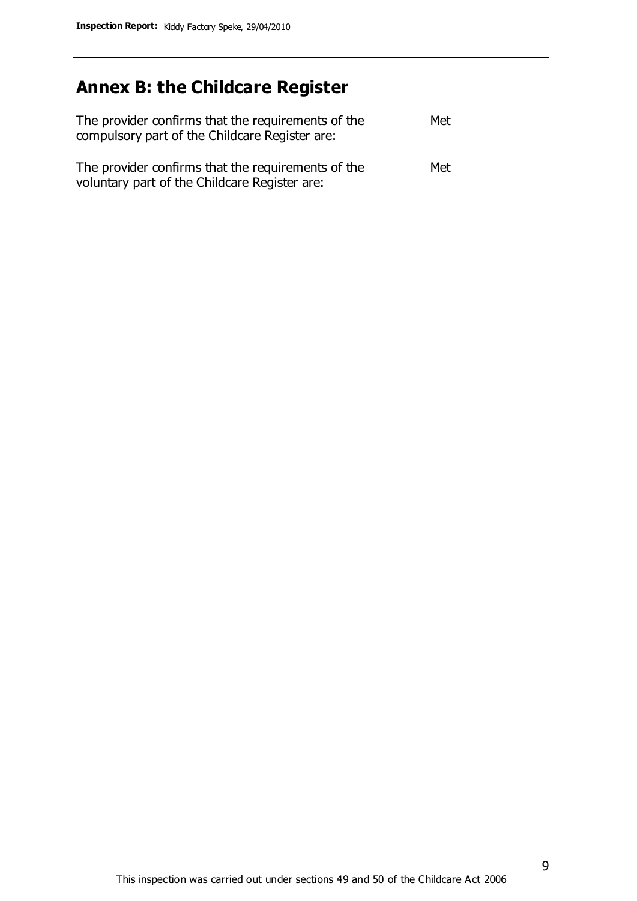## Annex B: the Childcare Register

| | |
|---|---|
| The provider confirms that the requirements of the compulsory part of the Childcare Register are: | Met |
| The provider confirms that the requirements of the voluntary part of the Childcare Register are: | Met |

This inspection was carried out under sections 49 and 50 of the Childcare Act 2006